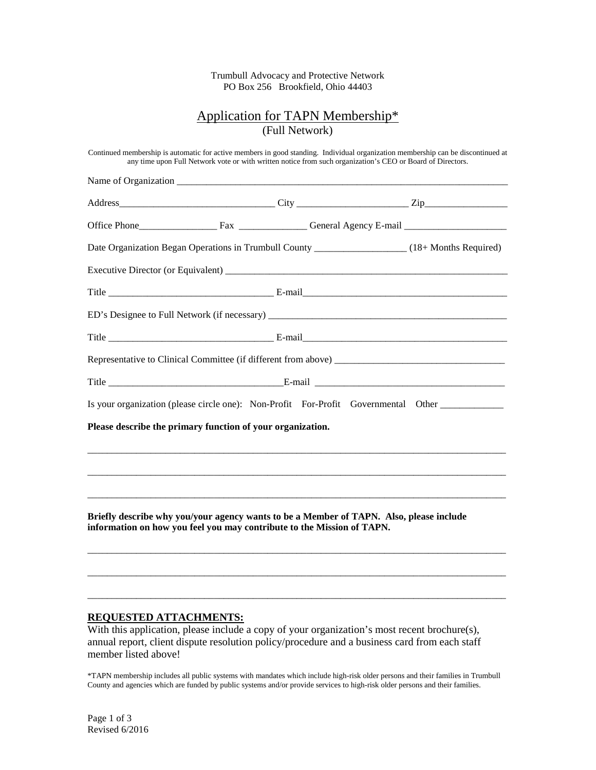Trumbull Advocacy and Protective Network
PO Box 256 Brookfield, Ohio 44403

# Application for TAPN Membership*

(Full Network)

Continued membership is automatic for active members in good standing. Individual organization membership can be discontinued at any time upon Full Network vote or with written notice from such organization's CEO or Board of Directors.

Name of Organization ______________________________________________________________________

Address________________________________ City _______________________ Zip_________________

Office Phone________________ Fax ______________ General Agency E-mail _____________________

Date Organization Began Operations in Trumbull County __________________ (18+ Months Required)

Executive Director (or Equivalent) ___________________________________________________________

Title _________________________________ E-mail___________________________________________

ED's Designee to Full Network (if necessary) ___________________________________________________

Title _________________________________ E-mail___________________________________________

Representative to Clinical Committee (if different from above) __________________________________

Title ___________________________________E-mail ______________________________________

Is your organization (please circle one): Non-Profit For-Profit Governmental Other _____________

**Please describe the primary function of your organization.**

_____________________________________________________________________________________

_____________________________________________________________________________________

_____________________________________________________________________________________

**Briefly describe why you/your agency wants to be a Member of TAPN. Also, please include information on how you feel you may contribute to the Mission of TAPN.**

_____________________________________________________________________________________

_____________________________________________________________________________________

_____________________________________________________________________________________

**REQUESTED ATTACHMENTS:**

With this application, please include a copy of your organization's most recent brochure(s), annual report, client dispute resolution policy/procedure and a business card from each staff member listed above!

*TAPN membership includes all public systems with mandates which include high-risk older persons and their families in Trumbull County and agencies which are funded by public systems and/or provide services to high-risk older persons and their families.

Revised 6/2016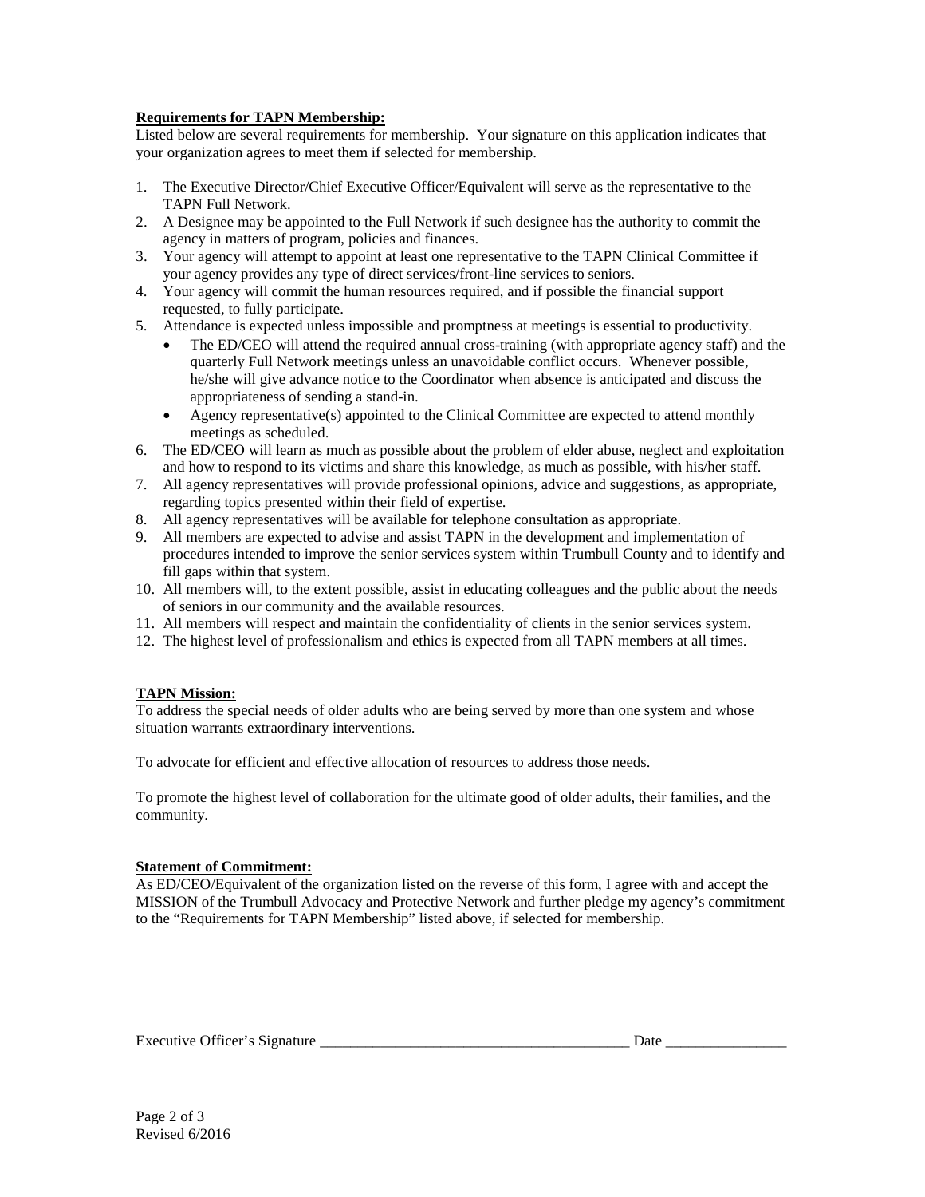**Requirements for TAPN Membership:**

Listed below are several requirements for membership. Your signature on this application indicates that your organization agrees to meet them if selected for membership.

1. The Executive Director/Chief Executive Officer/Equivalent will serve as the representative to the TAPN Full Network.
2. A Designee may be appointed to the Full Network if such designee has the authority to commit the agency in matters of program, policies and finances.
3. Your agency will attempt to appoint at least one representative to the TAPN Clinical Committee if your agency provides any type of direct services/front-line services to seniors.
4. Your agency will commit the human resources required, and if possible the financial support requested, to fully participate.
5. Attendance is expected unless impossible and promptness at meetings is essential to productivity.
   - The ED/CEO will attend the required annual cross-training (with appropriate agency staff) and the quarterly Full Network meetings unless an unavoidable conflict occurs. Whenever possible, he/she will give advance notice to the Coordinator when absence is anticipated and discuss the appropriateness of sending a stand-in.
   - Agency representative(s) appointed to the Clinical Committee are expected to attend monthly meetings as scheduled.
6. The ED/CEO will learn as much as possible about the problem of elder abuse, neglect and exploitation and how to respond to its victims and share this knowledge, as much as possible, with his/her staff.
7. All agency representatives will provide professional opinions, advice and suggestions, as appropriate, regarding topics presented within their field of expertise.
8. All agency representatives will be available for telephone consultation as appropriate.
9. All members are expected to advise and assist TAPN in the development and implementation of procedures intended to improve the senior services system within Trumbull County and to identify and fill gaps within that system.
10. All members will, to the extent possible, assist in educating colleagues and the public about the needs of seniors in our community and the available resources.
11. All members will respect and maintain the confidentiality of clients in the senior services system.
12. The highest level of professionalism and ethics is expected from all TAPN members at all times.

**TAPN Mission:**

To address the special needs of older adults who are being served by more than one system and whose situation warrants extraordinary interventions.

To advocate for efficient and effective allocation of resources to address those needs.

To promote the highest level of collaboration for the ultimate good of older adults, their families, and the community.

**Statement of Commitment:**

As ED/CEO/Equivalent of the organization listed on the reverse of this form, I agree with and accept the MISSION of the Trumbull Advocacy and Protective Network and further pledge my agency's commitment to the "Requirements for TAPN Membership" listed above, if selected for membership.

Executive Officer's Signature _________________________________________ Date ________________

Revised 6/2016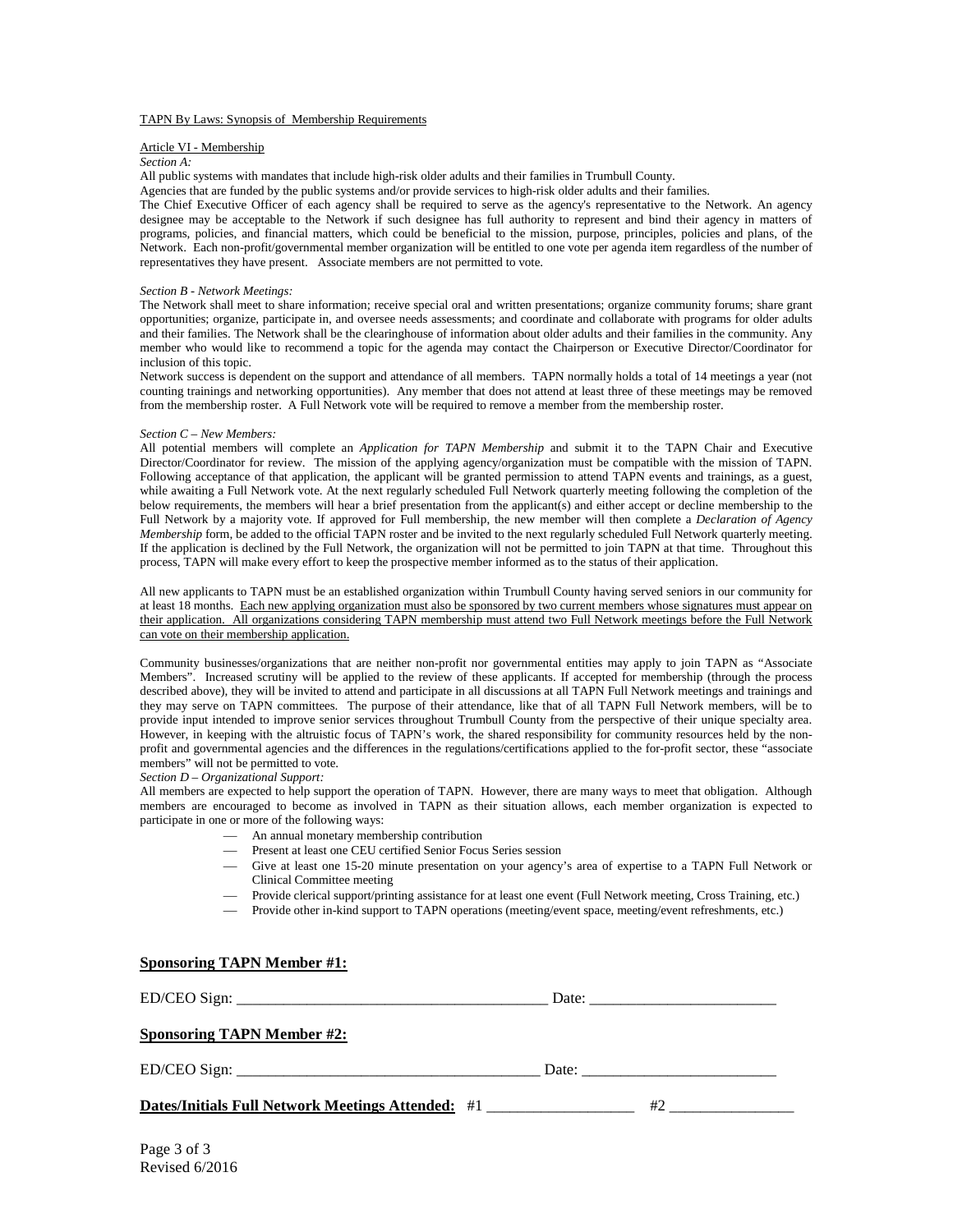TAPN By Laws: Synopsis of Membership Requirements

Article VI - Membership

*Section A:*

All public systems with mandates that include high-risk older adults and their families in Trumbull County.

Agencies that are funded by the public systems and/or provide services to high-risk older adults and their families.

The Chief Executive Officer of each agency shall be required to serve as the agency's representative to the Network. An agency designee may be acceptable to the Network if such designee has full authority to represent and bind their agency in matters of programs, policies, and financial matters, which could be beneficial to the mission, purpose, principles, policies and plans, of the Network. Each non-profit/governmental member organization will be entitled to one vote per agenda item regardless of the number of representatives they have present. Associate members are not permitted to vote.

*Section B - Network Meetings:*

The Network shall meet to share information; receive special oral and written presentations; organize community forums; share grant opportunities; organize, participate in, and oversee needs assessments; and coordinate and collaborate with programs for older adults and their families. The Network shall be the clearinghouse of information about older adults and their families in the community. Any member who would like to recommend a topic for the agenda may contact the Chairperson or Executive Director/Coordinator for inclusion of this topic.

Network success is dependent on the support and attendance of all members. TAPN normally holds a total of 14 meetings a year (not counting trainings and networking opportunities). Any member that does not attend at least three of these meetings may be removed from the membership roster. A Full Network vote will be required to remove a member from the membership roster.

*Section C – New Members:*

All potential members will complete an *Application for TAPN Membership* and submit it to the TAPN Chair and Executive Director/Coordinator for review. The mission of the applying agency/organization must be compatible with the mission of TAPN. Following acceptance of that application, the applicant will be granted permission to attend TAPN events and trainings, as a guest, while awaiting a Full Network vote. At the next regularly scheduled Full Network quarterly meeting following the completion of the below requirements, the members will hear a brief presentation from the applicant(s) and either accept or decline membership to the Full Network by a majority vote. If approved for Full membership, the new member will then complete a *Declaration of Agency Membership* form, be added to the official TAPN roster and be invited to the next regularly scheduled Full Network quarterly meeting. If the application is declined by the Full Network, the organization will not be permitted to join TAPN at that time. Throughout this process, TAPN will make every effort to keep the prospective member informed as to the status of their application.

All new applicants to TAPN must be an established organization within Trumbull County having served seniors in our community for at least 18 months. Each new applying organization must also be sponsored by two current members whose signatures must appear on their application. All organizations considering TAPN membership must attend two Full Network meetings before the Full Network can vote on their membership application.

Community businesses/organizations that are neither non-profit nor governmental entities may apply to join TAPN as "Associate Members". Increased scrutiny will be applied to the review of these applicants. If accepted for membership (through the process described above), they will be invited to attend and participate in all discussions at all TAPN Full Network meetings and trainings and they may serve on TAPN committees. The purpose of their attendance, like that of all TAPN Full Network members, will be to provide input intended to improve senior services throughout Trumbull County from the perspective of their unique specialty area. However, in keeping with the altruistic focus of TAPN's work, the shared responsibility for community resources held by the non-profit and governmental agencies and the differences in the regulations/certifications applied to the for-profit sector, these "associate members" will not be permitted to vote.

*Section D – Organizational Support:*

All members are expected to help support the operation of TAPN. However, there are many ways to meet that obligation. Although members are encouraged to become as involved in TAPN as their situation allows, each member organization is expected to participate in one or more of the following ways:

- An annual monetary membership contribution
- Present at least one CEU certified Senior Focus Series session
- Give at least one 15-20 minute presentation on your agency's area of expertise to a TAPN Full Network or Clinical Committee meeting
- Provide clerical support/printing assistance for at least one event (Full Network meeting, Cross Training, etc.)
- Provide other in-kind support to TAPN operations (meeting/event space, meeting/event refreshments, etc.)

**Sponsoring TAPN Member #1:**

ED/CEO Sign: ________________________________________ Date: ________________________

**Sponsoring TAPN Member #2:**

ED/CEO Sign: ________________________________________ Date: ________________________

**Dates/Initials Full Network Meetings Attended:** #1 __________________ #2 ________________

Revised 6/2016